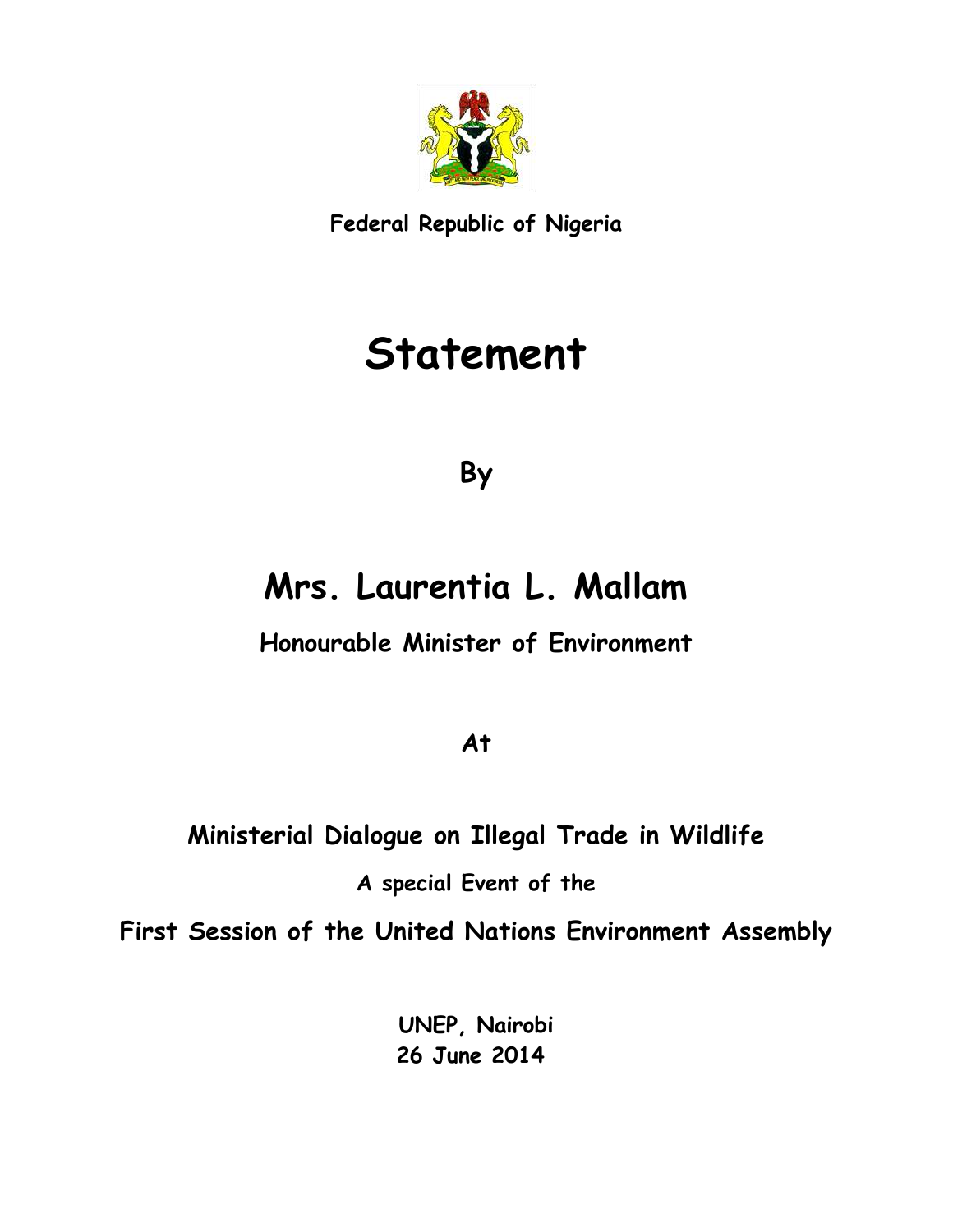**Federal Republic of Nigeria**

# Statement

**By**

## Mrs. Laurentia L. Mallam

**Honourable Minister of Environment**

**At**

**Ministerial Dialogue on Illegal Trade in Wildlife**

**A special Event of the**

**First Session of the United Nations Environment Assembly**

**UNEP, Nairobi**
**26 June 2014**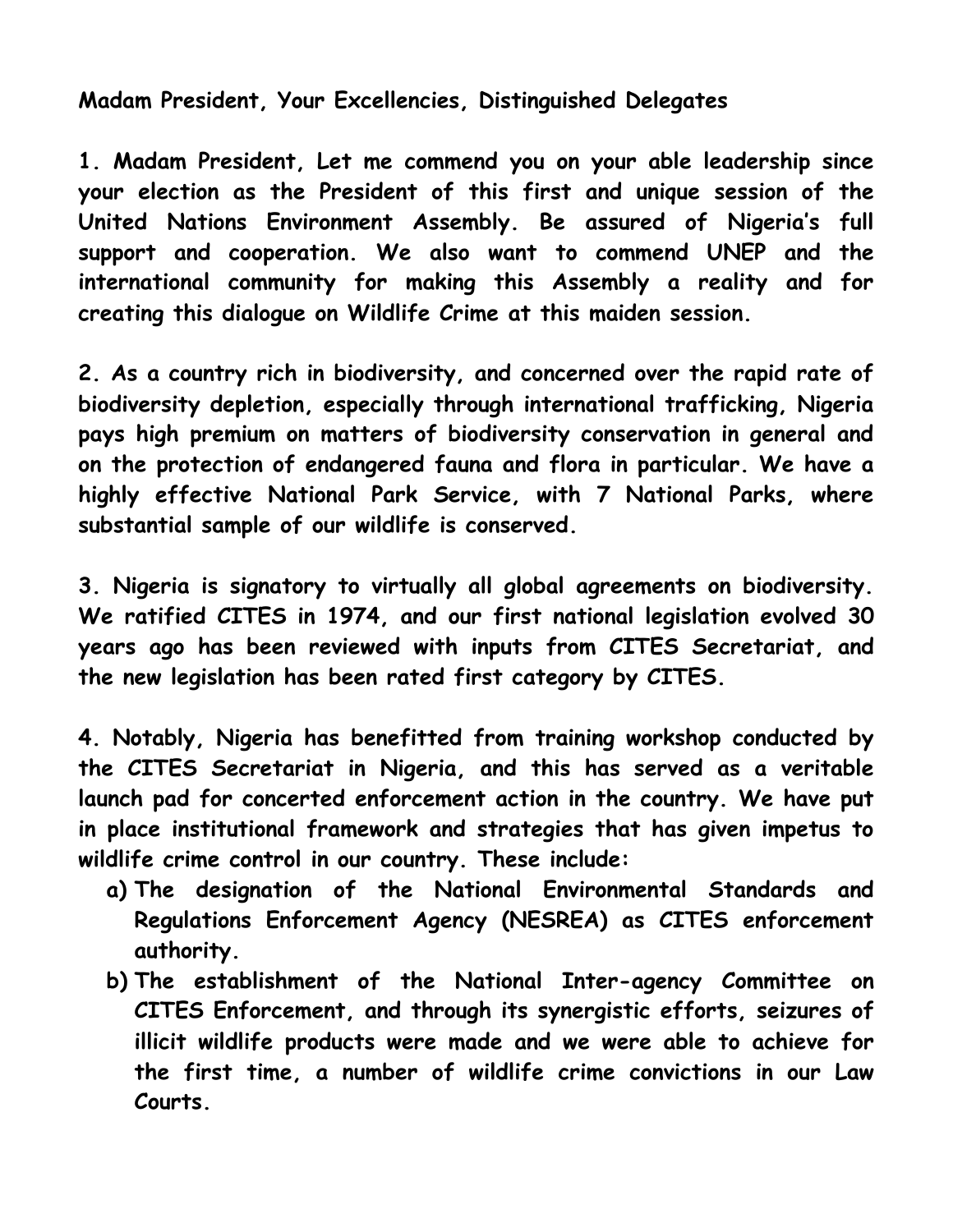**Madam President, Your Excellencies, Distinguished Delegates**

**1. Madam President, Let me commend you on your able leadership since your election as the President of this first and unique session of the United Nations Environment Assembly. Be assured of Nigeria's full support and cooperation. We also want to commend UNEP and the international community for making this Assembly a reality and for creating this dialogue on Wildlife Crime at this maiden session.**

**2. As a country rich in biodiversity, and concerned over the rapid rate of biodiversity depletion, especially through international trafficking, Nigeria pays high premium on matters of biodiversity conservation in general and on the protection of endangered fauna and flora in particular. We have a highly effective National Park Service, with 7 National Parks, where substantial sample of our wildlife is conserved.**

**3. Nigeria is signatory to virtually all global agreements on biodiversity. We ratified CITES in 1974, and our first national legislation evolved 30 years ago has been reviewed with inputs from CITES Secretariat, and the new legislation has been rated first category by CITES.**

**4. Notably, Nigeria has benefitted from training workshop conducted by the CITES Secretariat in Nigeria, and this has served as a veritable launch pad for concerted enforcement action in the country. We have put in place institutional framework and strategies that has given impetus to wildlife crime control in our country. These include:**

**a) The designation of the National Environmental Standards and Regulations Enforcement Agency (NESREA) as CITES enforcement authority.**

**b) The establishment of the National Inter-agency Committee on CITES Enforcement, and through its synergistic efforts, seizures of illicit wildlife products were made and we were able to achieve for the first time, a number of wildlife crime convictions in our Law Courts.**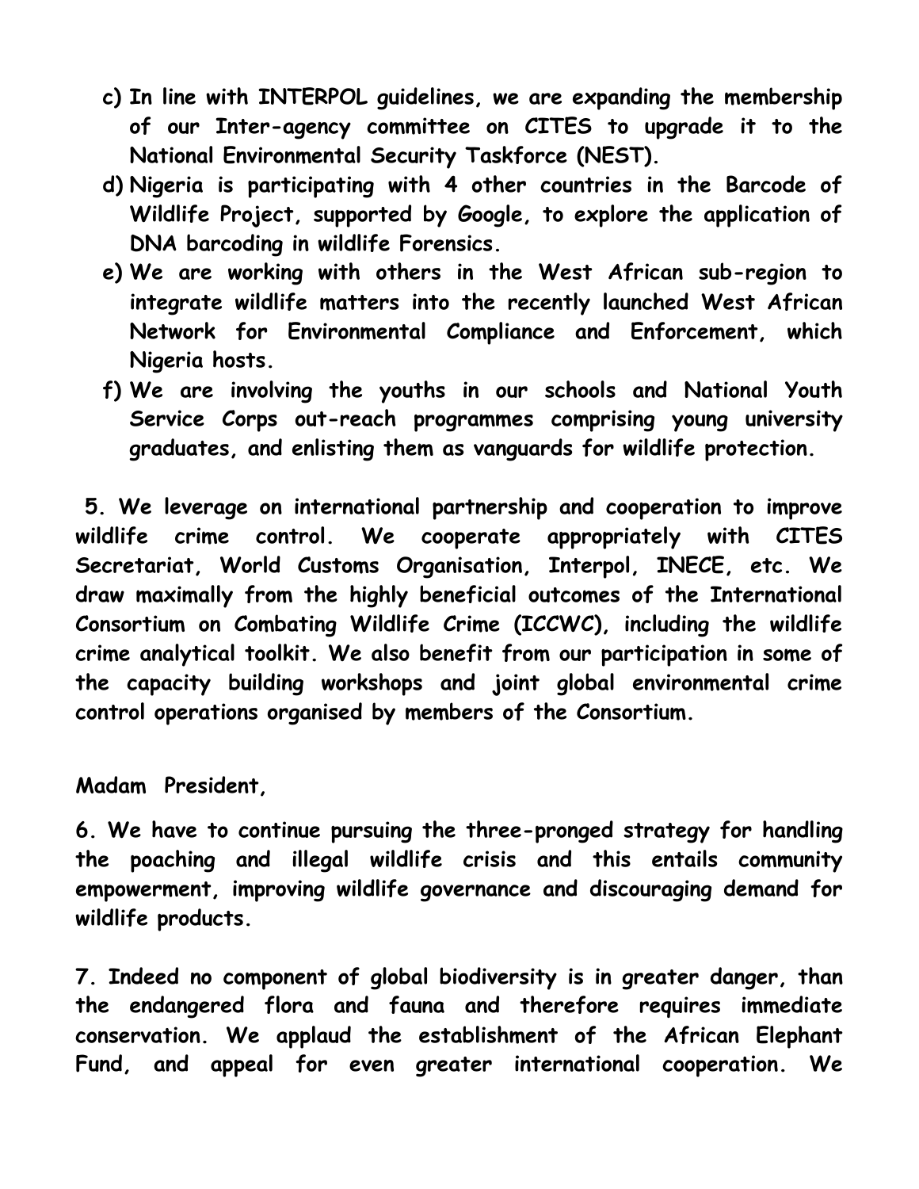**c) In line with INTERPOL guidelines, we are expanding the membership of our Inter-agency committee on CITES to upgrade it to the National Environmental Security Taskforce (NEST).**

**d) Nigeria is participating with 4 other countries in the Barcode of Wildlife Project, supported by Google, to explore the application of DNA barcoding in wildlife Forensics.**

**e) We are working with others in the West African sub-region to integrate wildlife matters into the recently launched West African Network for Environmental Compliance and Enforcement, which Nigeria hosts.**

**f) We are involving the youths in our schools and National Youth Service Corps out-reach programmes comprising young university graduates, and enlisting them as vanguards for wildlife protection.**

**5. We leverage on international partnership and cooperation to improve wildlife crime control. We cooperate appropriately with CITES Secretariat, World Customs Organisation, Interpol, INECE, etc. We draw maximally from the highly beneficial outcomes of the International Consortium on Combating Wildlife Crime (ICCWC), including the wildlife crime analytical toolkit. We also benefit from our participation in some of the capacity building workshops and joint global environmental crime control operations organised by members of the Consortium.**

**Madam President,**

**6. We have to continue pursuing the three-pronged strategy for handling the poaching and illegal wildlife crisis and this entails community empowerment, improving wildlife governance and discouraging demand for wildlife products.**

**7. Indeed no component of global biodiversity is in greater danger, than the endangered flora and fauna and therefore requires immediate conservation. We applaud the establishment of the African Elephant Fund, and appeal for even greater international cooperation. We**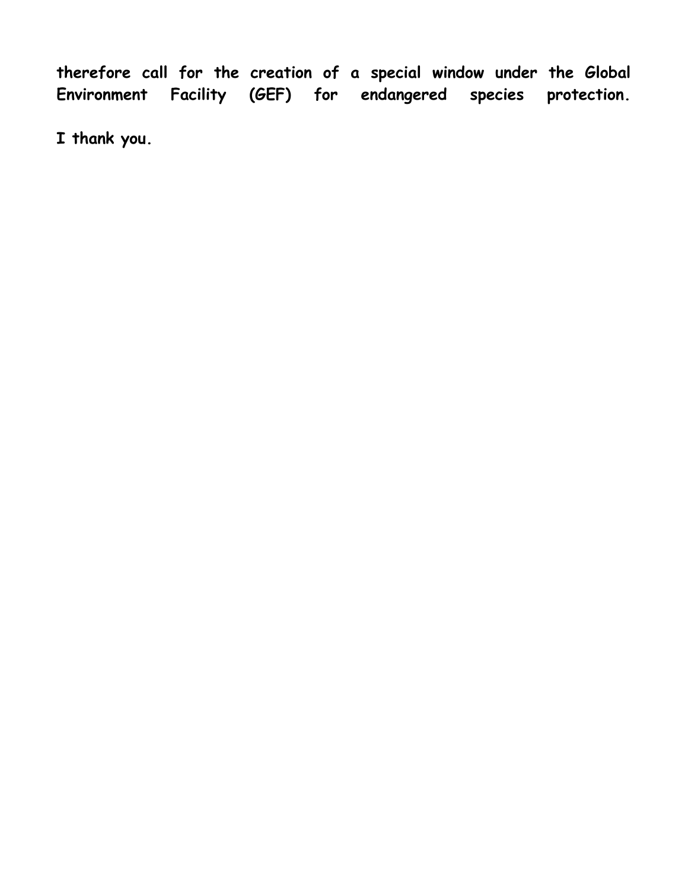**therefore call for the creation of a special window under the Global Environment Facility (GEF) for endangered species protection.**

**I thank you.**